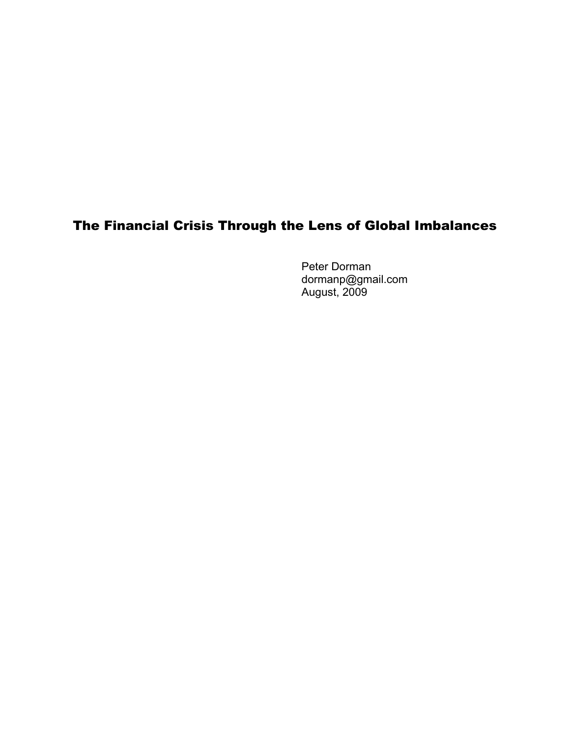# The Financial Crisis Through the Lens of Global Imbalances

Peter Dorman
dormanp@gmail.com
August, 2009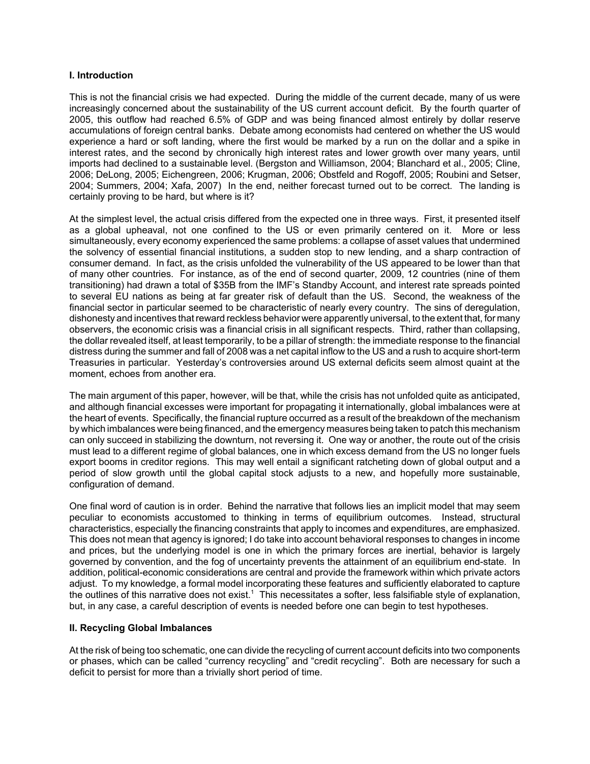## I. Introduction

This is not the financial crisis we had expected. During the middle of the current decade, many of us were increasingly concerned about the sustainability of the US current account deficit. By the fourth quarter of 2005, this outflow had reached 6.5% of GDP and was being financed almost entirely by dollar reserve accumulations of foreign central banks. Debate among economists had centered on whether the US would experience a hard or soft landing, where the first would be marked by a run on the dollar and a spike in interest rates, and the second by chronically high interest rates and lower growth over many years, until imports had declined to a sustainable level. (Bergston and Williamson, 2004; Blanchard et al., 2005; Cline, 2006; DeLong, 2005; Eichengreen, 2006; Krugman, 2006; Obstfeld and Rogoff, 2005; Roubini and Setser, 2004; Summers, 2004; Xafa, 2007) In the end, neither forecast turned out to be correct. The landing is certainly proving to be hard, but where is it?

At the simplest level, the actual crisis differed from the expected one in three ways. First, it presented itself as a global upheaval, not one confined to the US or even primarily centered on it. More or less simultaneously, every economy experienced the same problems: a collapse of asset values that undermined the solvency of essential financial institutions, a sudden stop to new lending, and a sharp contraction of consumer demand. In fact, as the crisis unfolded the vulnerability of the US appeared to be lower than that of many other countries. For instance, as of the end of second quarter, 2009, 12 countries (nine of them transitioning) had drawn a total of $35B from the IMF's Standby Account, and interest rate spreads pointed to several EU nations as being at far greater risk of default than the US. Second, the weakness of the financial sector in particular seemed to be characteristic of nearly every country. The sins of deregulation, dishonesty and incentives that reward reckless behavior were apparently universal, to the extent that, for many observers, the economic crisis was a financial crisis in all significant respects. Third, rather than collapsing, the dollar revealed itself, at least temporarily, to be a pillar of strength: the immediate response to the financial distress during the summer and fall of 2008 was a net capital inflow to the US and a rush to acquire short-term Treasuries in particular. Yesterday's controversies around US external deficits seem almost quaint at the moment, echoes from another era.

The main argument of this paper, however, will be that, while the crisis has not unfolded quite as anticipated, and although financial excesses were important for propagating it internationally, global imbalances were at the heart of events. Specifically, the financial rupture occurred as a result of the breakdown of the mechanism by which imbalances were being financed, and the emergency measures being taken to patch this mechanism can only succeed in stabilizing the downturn, not reversing it. One way or another, the route out of the crisis must lead to a different regime of global balances, one in which excess demand from the US no longer fuels export booms in creditor regions. This may well entail a significant ratcheting down of global output and a period of slow growth until the global capital stock adjusts to a new, and hopefully more sustainable, configuration of demand.

One final word of caution is in order. Behind the narrative that follows lies an implicit model that may seem peculiar to economists accustomed to thinking in terms of equilibrium outcomes. Instead, structural characteristics, especially the financing constraints that apply to incomes and expenditures, are emphasized. This does not mean that agency is ignored; I do take into account behavioral responses to changes in income and prices, but the underlying model is one in which the primary forces are inertial, behavior is largely governed by convention, and the fog of uncertainty prevents the attainment of an equilibrium end-state. In addition, political-economic considerations are central and provide the framework within which private actors adjust. To my knowledge, a formal model incorporating these features and sufficiently elaborated to capture the outlines of this narrative does not exist.[1] This necessitates a softer, less falsifiable style of explanation, but, in any case, a careful description of events is needed before one can begin to test hypotheses.

## II. Recycling Global Imbalances

At the risk of being too schematic, one can divide the recycling of current account deficits into two components or phases, which can be called "currency recycling" and "credit recycling". Both are necessary for such a deficit to persist for more than a trivially short period of time.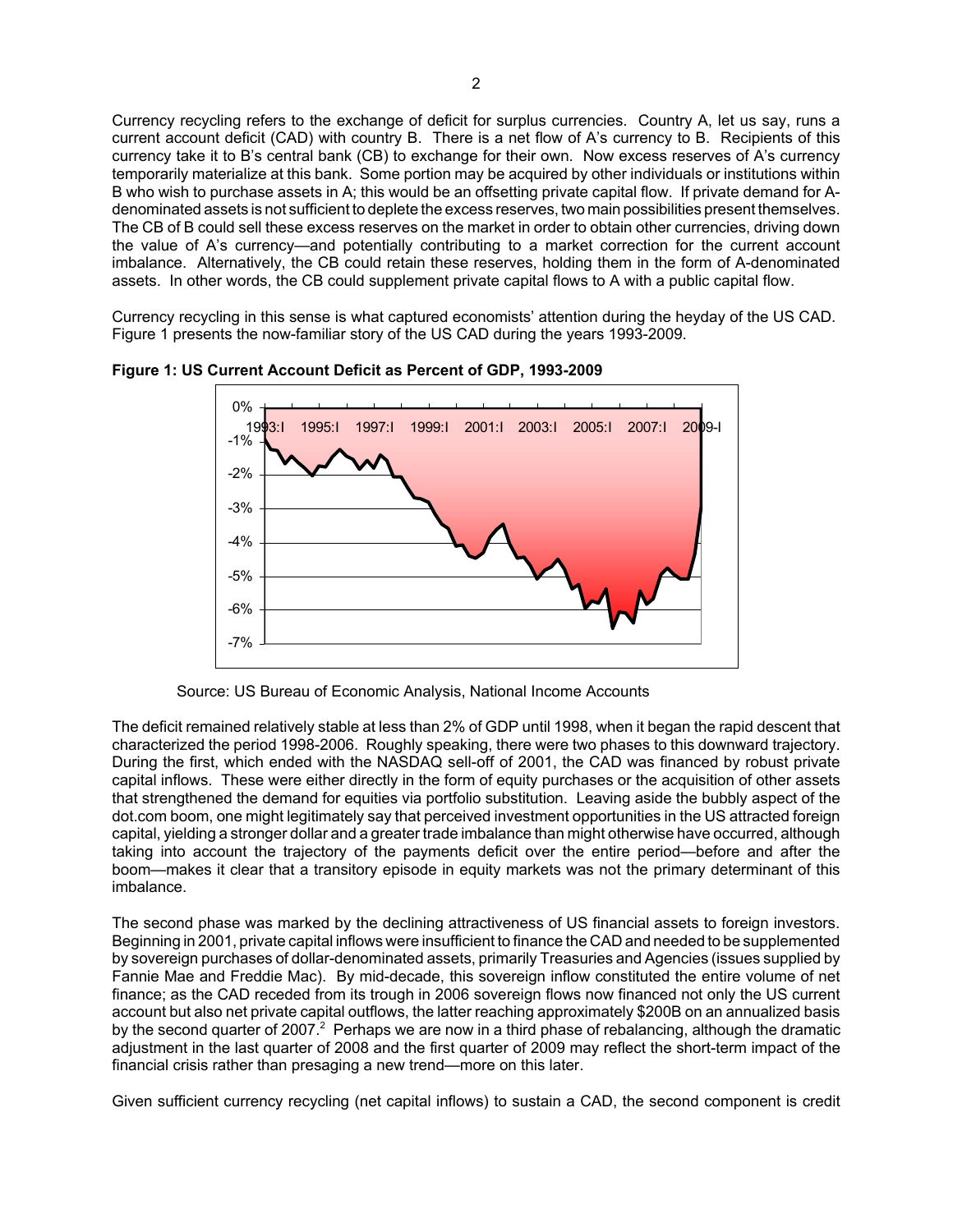Currency recycling refers to the exchange of deficit for surplus currencies. Country A, let us say, runs a current account deficit (CAD) with country B. There is a net flow of A's currency to B. Recipients of this currency take it to B's central bank (CB) to exchange for their own. Now excess reserves of A's currency temporarily materialize at this bank. Some portion may be acquired by other individuals or institutions within B who wish to purchase assets in A; this would be an offsetting private capital flow. If private demand for A-denominated assets is not sufficient to deplete the excess reserves, two main possibilities present themselves. The CB of B could sell these excess reserves on the market in order to obtain other currencies, driving down the value of A's currency—and potentially contributing to a market correction for the current account imbalance. Alternatively, the CB could retain these reserves, holding them in the form of A-denominated assets. In other words, the CB could supplement private capital flows to A with a public capital flow.

Currency recycling in this sense is what captured economists' attention during the heyday of the US CAD. Figure 1 presents the now-familiar story of the US CAD during the years 1993-2009.

**Figure 1: US Current Account Deficit as Percent of GDP, 1993-2009**

Source: US Bureau of Economic Analysis, National Income Accounts

The deficit remained relatively stable at less than 2% of GDP until 1998, when it began the rapid descent that characterized the period 1998-2006. Roughly speaking, there were two phases to this downward trajectory. During the first, which ended with the NASDAQ sell-off of 2001, the CAD was financed by robust private capital inflows. These were either directly in the form of equity purchases or the acquisition of other assets that strengthened the demand for equities via portfolio substitution. Leaving aside the bubbly aspect of the dot.com boom, one might legitimately say that perceived investment opportunities in the US attracted foreign capital, yielding a stronger dollar and a greater trade imbalance than might otherwise have occurred, although taking into account the trajectory of the payments deficit over the entire period—before and after the boom—makes it clear that a transitory episode in equity markets was not the primary determinant of this imbalance.

The second phase was marked by the declining attractiveness of US financial assets to foreign investors. Beginning in 2001, private capital inflows were insufficient to finance the CAD and needed to be supplemented by sovereign purchases of dollar-denominated assets, primarily Treasuries and Agencies (issues supplied by Fannie Mae and Freddie Mac). By mid-decade, this sovereign inflow constituted the entire volume of net finance; as the CAD receded from its trough in 2006 sovereign flows now financed not only the US current account but also net private capital outflows, the latter reaching approximately $200B on an annualized basis by the second quarter of 2007.[2] Perhaps we are now in a third phase of rebalancing, although the dramatic adjustment in the last quarter of 2008 and the first quarter of 2009 may reflect the short-term impact of the financial crisis rather than presaging a new trend—more on this later.

Given sufficient currency recycling (net capital inflows) to sustain a CAD, the second component is credit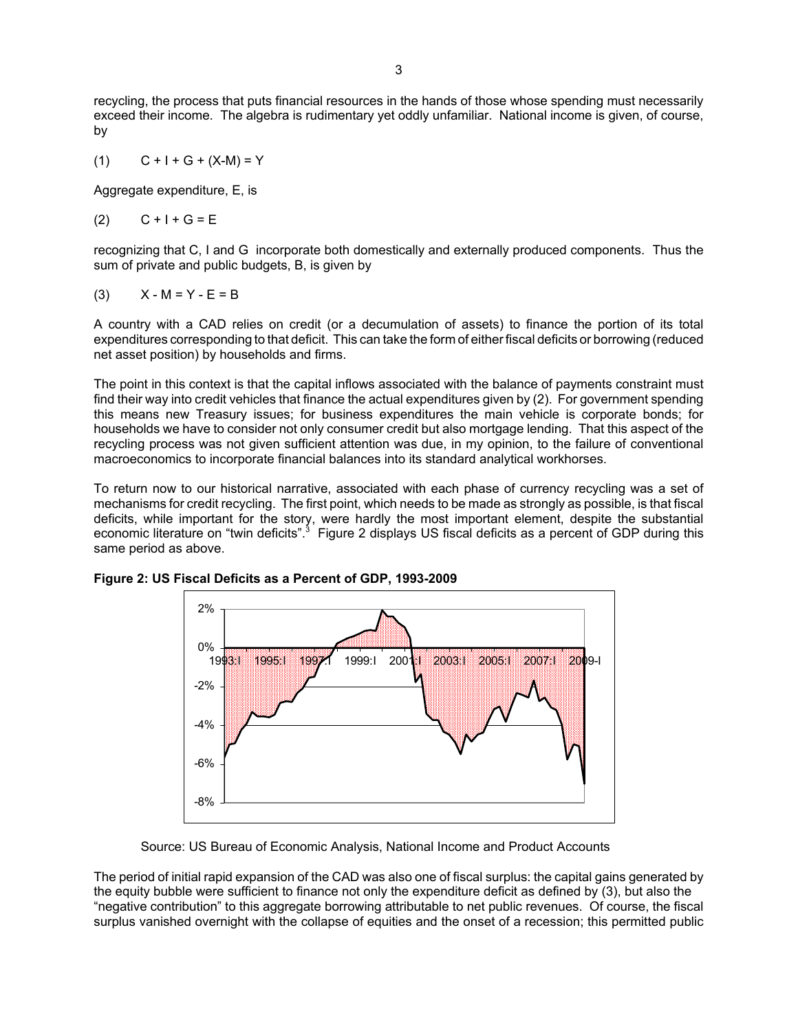recycling, the process that puts financial resources in the hands of those whose spending must necessarily exceed their income. The algebra is rudimentary yet oddly unfamiliar. National income is given, of course, by

$$(1) \qquad C + I + G + (X-M) = Y$$

Aggregate expenditure, E, is

$$(2) \qquad C + I + G = E$$

recognizing that C, I and G incorporate both domestically and externally produced components. Thus the sum of private and public budgets, B, is given by

$$(3) \qquad X - M = Y - E = B$$

A country with a CAD relies on credit (or a decumulation of assets) to finance the portion of its total expenditures corresponding to that deficit. This can take the form of either fiscal deficits or borrowing (reduced net asset position) by households and firms.

The point in this context is that the capital inflows associated with the balance of payments constraint must find their way into credit vehicles that finance the actual expenditures given by (2). For government spending this means new Treasury issues; for business expenditures the main vehicle is corporate bonds; for households we have to consider not only consumer credit but also mortgage lending. That this aspect of the recycling process was not given sufficient attention was due, in my opinion, to the failure of conventional macroeconomics to incorporate financial balances into its standard analytical workhorses.

To return now to our historical narrative, associated with each phase of currency recycling was a set of mechanisms for credit recycling. The first point, which needs to be made as strongly as possible, is that fiscal deficits, while important for the story, were hardly the most important element, despite the substantial economic literature on "twin deficits".[3] Figure 2 displays US fiscal deficits as a percent of GDP during this same period as above.

**Figure 2: US Fiscal Deficits as a Percent of GDP, 1993-2009**

Source: US Bureau of Economic Analysis, National Income and Product Accounts

The period of initial rapid expansion of the CAD was also one of fiscal surplus: the capital gains generated by the equity bubble were sufficient to finance not only the expenditure deficit as defined by (3), but also the "negative contribution" to this aggregate borrowing attributable to net public revenues. Of course, the fiscal surplus vanished overnight with the collapse of equities and the onset of a recession; this permitted public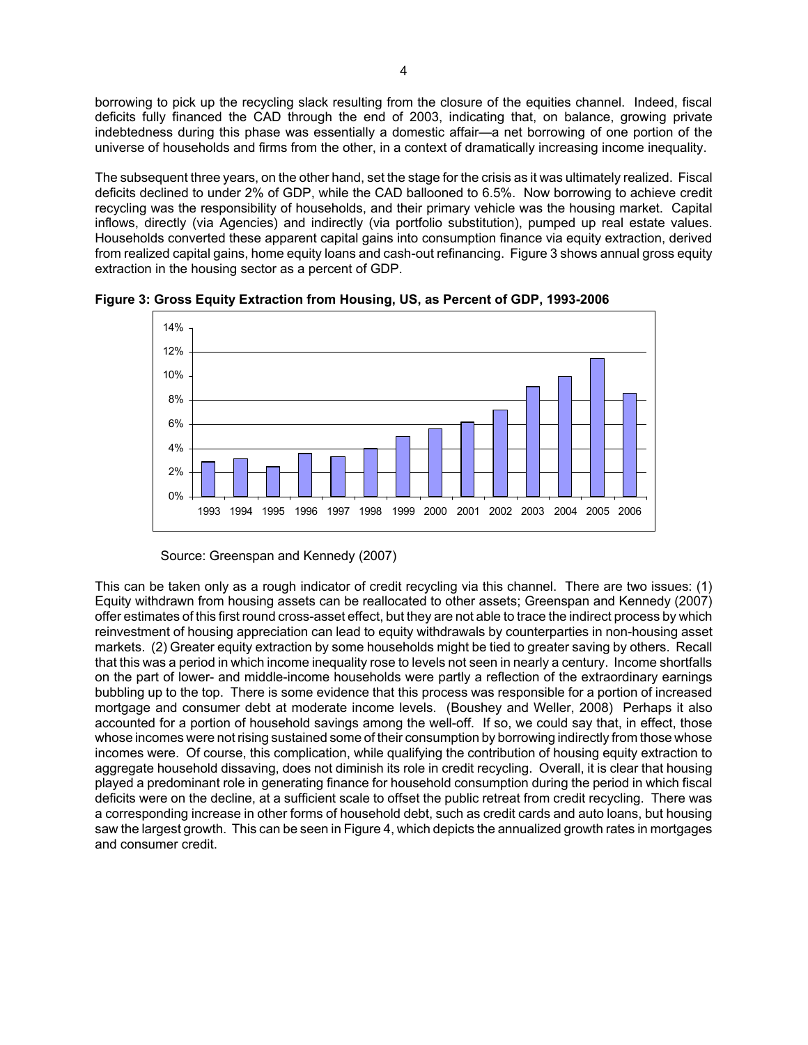borrowing to pick up the recycling slack resulting from the closure of the equities channel. Indeed, fiscal deficits fully financed the CAD through the end of 2003, indicating that, on balance, growing private indebtedness during this phase was essentially a domestic affair—a net borrowing of one portion of the universe of households and firms from the other, in a context of dramatically increasing income inequality.

The subsequent three years, on the other hand, set the stage for the crisis as it was ultimately realized. Fiscal deficits declined to under 2% of GDP, while the CAD ballooned to 6.5%. Now borrowing to achieve credit recycling was the responsibility of households, and their primary vehicle was the housing market. Capital inflows, directly (via Agencies) and indirectly (via portfolio substitution), pumped up real estate values. Households converted these apparent capital gains into consumption finance via equity extraction, derived from realized capital gains, home equity loans and cash-out refinancing. Figure 3 shows annual gross equity extraction in the housing sector as a percent of GDP.

**Figure 3: Gross Equity Extraction from Housing, US, as Percent of GDP, 1993-2006**

Source: Greenspan and Kennedy (2007)

This can be taken only as a rough indicator of credit recycling via this channel. There are two issues: (1) Equity withdrawn from housing assets can be reallocated to other assets; Greenspan and Kennedy (2007) offer estimates of this first round cross-asset effect, but they are not able to trace the indirect process by which reinvestment of housing appreciation can lead to equity withdrawals by counterparties in non-housing asset markets. (2) Greater equity extraction by some households might be tied to greater saving by others. Recall that this was a period in which income inequality rose to levels not seen in nearly a century. Income shortfalls on the part of lower- and middle-income households were partly a reflection of the extraordinary earnings bubbling up to the top. There is some evidence that this process was responsible for a portion of increased mortgage and consumer debt at moderate income levels. (Boushey and Weller, 2008) Perhaps it also accounted for a portion of household savings among the well-off. If so, we could say that, in effect, those whose incomes were not rising sustained some of their consumption by borrowing indirectly from those whose incomes were. Of course, this complication, while qualifying the contribution of housing equity extraction to aggregate household dissaving, does not diminish its role in credit recycling. Overall, it is clear that housing played a predominant role in generating finance for household consumption during the period in which fiscal deficits were on the decline, at a sufficient scale to offset the public retreat from credit recycling. There was a corresponding increase in other forms of household debt, such as credit cards and auto loans, but housing saw the largest growth. This can be seen in Figure 4, which depicts the annualized growth rates in mortgages and consumer credit.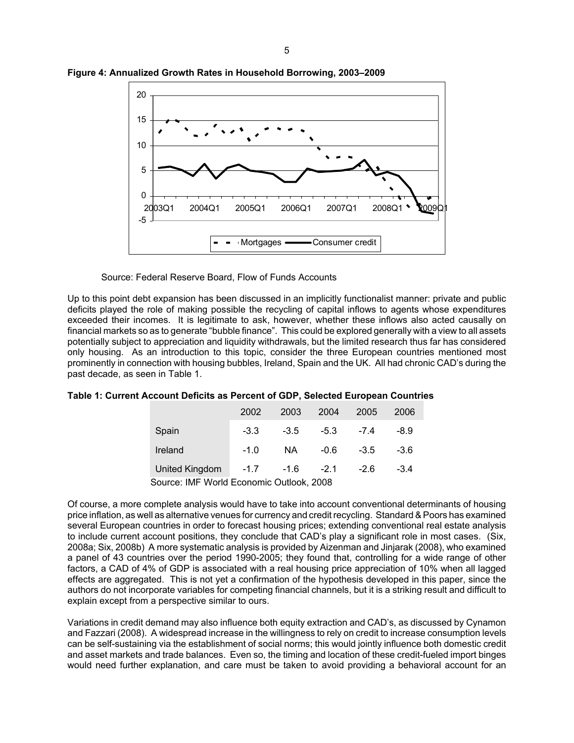**Figure 4: Annualized Growth Rates in Household Borrowing, 2003–2009**

Source: Federal Reserve Board, Flow of Funds Accounts

Up to this point debt expansion has been discussed in an implicitly functionalist manner: private and public deficits played the role of making possible the recycling of capital inflows to agents whose expenditures exceeded their incomes. It is legitimate to ask, however, whether these inflows also acted causally on financial markets so as to generate "bubble finance". This could be explored generally with a view to all assets potentially subject to appreciation and liquidity withdrawals, but the limited research thus far has considered only housing. As an introduction to this topic, consider the three European countries mentioned most prominently in connection with housing bubbles, Ireland, Spain and the UK. All had chronic CAD's during the past decade, as seen in Table 1.

**Table 1: Current Account Deficits as Percent of GDP, Selected European Countries**

| | 2002 | 2003 | 2004 | 2005 | 2006 |
|---|---|---|---|---|---|
| Spain | -3.3 | -3.5 | -5.3 | -7.4 | -8.9 |
| Ireland | -1.0 | NA | -0.6 | -3.5 | -3.6 |
| United Kingdom | -1.7 | -1.6 | -2.1 | -2.6 | -3.4 |

Source: IMF World Economic Outlook, 2008

Of course, a more complete analysis would have to take into account conventional determinants of housing price inflation, as well as alternative venues for currency and credit recycling. Standard & Poors has examined several European countries in order to forecast housing prices; extending conventional real estate analysis to include current account positions, they conclude that CAD's play a significant role in most cases. (Six, 2008a; Six, 2008b) A more systematic analysis is provided by Aizenman and Jinjarak (2008), who examined a panel of 43 countries over the period 1990-2005; they found that, controlling for a wide range of other factors, a CAD of 4% of GDP is associated with a real housing price appreciation of 10% when all lagged effects are aggregated. This is not yet a confirmation of the hypothesis developed in this paper, since the authors do not incorporate variables for competing financial channels, but it is a striking result and difficult to explain except from a perspective similar to ours.

Variations in credit demand may also influence both equity extraction and CAD's, as discussed by Cynamon and Fazzari (2008). A widespread increase in the willingness to rely on credit to increase consumption levels can be self-sustaining via the establishment of social norms; this would jointly influence both domestic credit and asset markets and trade balances. Even so, the timing and location of these credit-fueled import binges would need further explanation, and care must be taken to avoid providing a behavioral account for an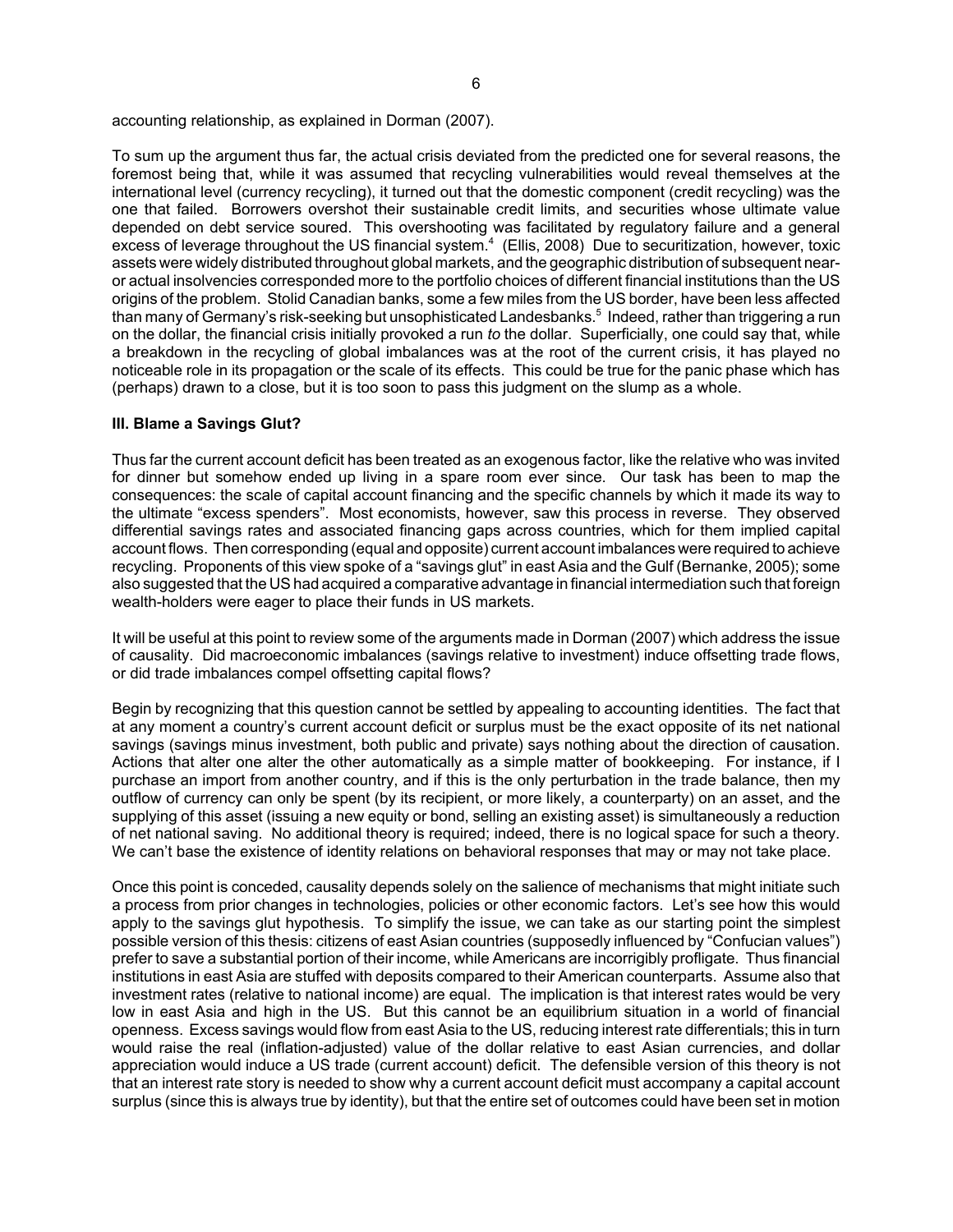accounting relationship, as explained in Dorman (2007).

To sum up the argument thus far, the actual crisis deviated from the predicted one for several reasons, the foremost being that, while it was assumed that recycling vulnerabilities would reveal themselves at the international level (currency recycling), it turned out that the domestic component (credit recycling) was the one that failed. Borrowers overshot their sustainable credit limits, and securities whose ultimate value depended on debt service soured. This overshooting was facilitated by regulatory failure and a general excess of leverage throughout the US financial system.[4] (Ellis, 2008) Due to securitization, however, toxic assets were widely distributed throughout global markets, and the geographic distribution of subsequent near- or actual insolvencies corresponded more to the portfolio choices of different financial institutions than the US origins of the problem. Stolid Canadian banks, some a few miles from the US border, have been less affected than many of Germany's risk-seeking but unsophisticated Landesbanks.[5] Indeed, rather than triggering a run on the dollar, the financial crisis initially provoked a run *to* the dollar. Superficially, one could say that, while a breakdown in the recycling of global imbalances was at the root of the current crisis, it has played no noticeable role in its propagation or the scale of its effects. This could be true for the panic phase which has (perhaps) drawn to a close, but it is too soon to pass this judgment on the slump as a whole.

### III. Blame a Savings Glut?

Thus far the current account deficit has been treated as an exogenous factor, like the relative who was invited for dinner but somehow ended up living in a spare room ever since. Our task has been to map the consequences: the scale of capital account financing and the specific channels by which it made its way to the ultimate "excess spenders". Most economists, however, saw this process in reverse. They observed differential savings rates and associated financing gaps across countries, which for them implied capital account flows. Then corresponding (equal and opposite) current account imbalances were required to achieve recycling. Proponents of this view spoke of a "savings glut" in east Asia and the Gulf (Bernanke, 2005); some also suggested that the US had acquired a comparative advantage in financial intermediation such that foreign wealth-holders were eager to place their funds in US markets.

It will be useful at this point to review some of the arguments made in Dorman (2007) which address the issue of causality. Did macroeconomic imbalances (savings relative to investment) induce offsetting trade flows, or did trade imbalances compel offsetting capital flows?

Begin by recognizing that this question cannot be settled by appealing to accounting identities. The fact that at any moment a country's current account deficit or surplus must be the exact opposite of its net national savings (savings minus investment, both public and private) says nothing about the direction of causation. Actions that alter one alter the other automatically as a simple matter of bookkeeping. For instance, if I purchase an import from another country, and if this is the only perturbation in the trade balance, then my outflow of currency can only be spent (by its recipient, or more likely, a counterparty) on an asset, and the supplying of this asset (issuing a new equity or bond, selling an existing asset) is simultaneously a reduction of net national saving. No additional theory is required; indeed, there is no logical space for such a theory. We can't base the existence of identity relations on behavioral responses that may or may not take place.

Once this point is conceded, causality depends solely on the salience of mechanisms that might initiate such a process from prior changes in technologies, policies or other economic factors. Let's see how this would apply to the savings glut hypothesis. To simplify the issue, we can take as our starting point the simplest possible version of this thesis: citizens of east Asian countries (supposedly influenced by "Confucian values") prefer to save a substantial portion of their income, while Americans are incorrigibly profligate. Thus financial institutions in east Asia are stuffed with deposits compared to their American counterparts. Assume also that investment rates (relative to national income) are equal. The implication is that interest rates would be very low in east Asia and high in the US. But this cannot be an equilibrium situation in a world of financial openness. Excess savings would flow from east Asia to the US, reducing interest rate differentials; this in turn would raise the real (inflation-adjusted) value of the dollar relative to east Asian currencies, and dollar appreciation would induce a US trade (current account) deficit. The defensible version of this theory is not that an interest rate story is needed to show why a current account deficit must accompany a capital account surplus (since this is always true by identity), but that the entire set of outcomes could have been set in motion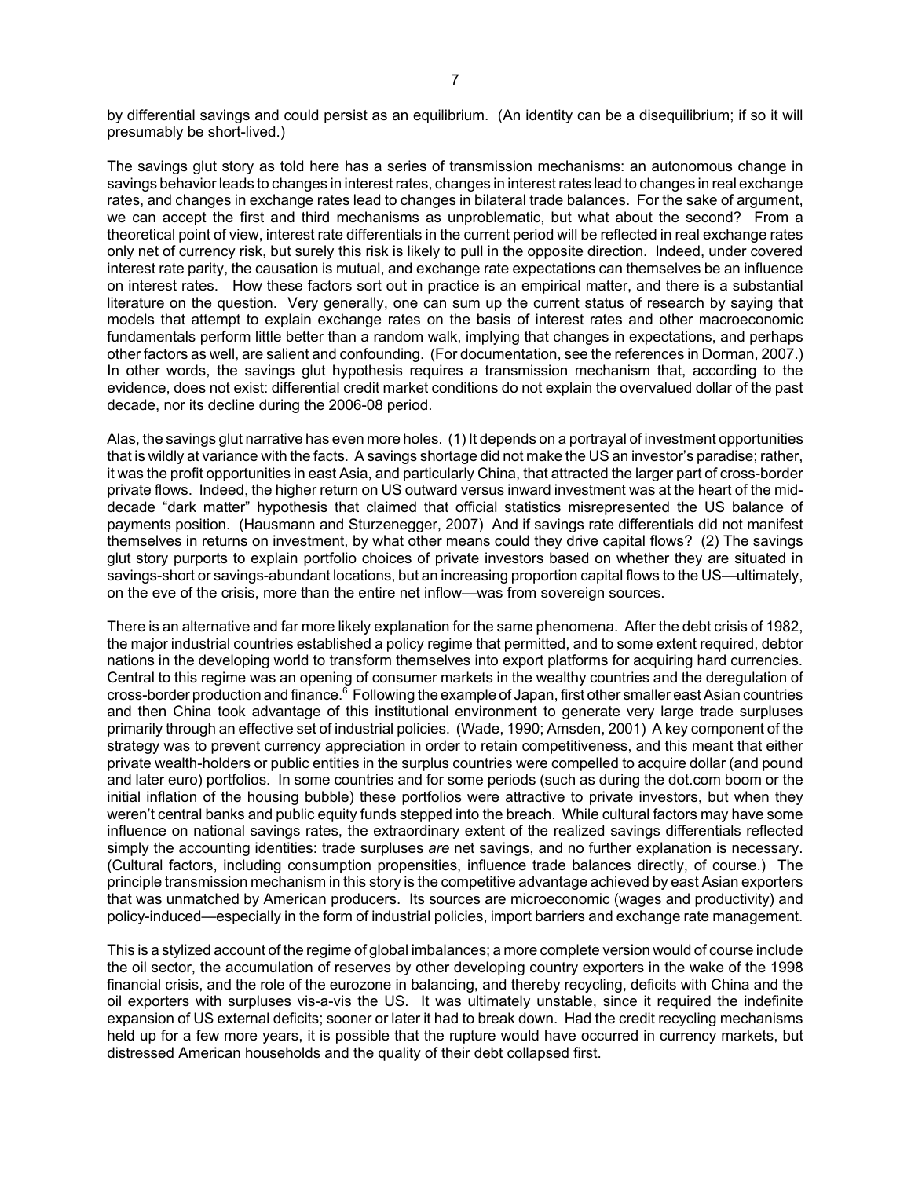by differential savings and could persist as an equilibrium. (An identity can be a disequilibrium; if so it will presumably be short-lived.)

The savings glut story as told here has a series of transmission mechanisms: an autonomous change in savings behavior leads to changes in interest rates, changes in interest rates lead to changes in real exchange rates, and changes in exchange rates lead to changes in bilateral trade balances. For the sake of argument, we can accept the first and third mechanisms as unproblematic, but what about the second? From a theoretical point of view, interest rate differentials in the current period will be reflected in real exchange rates only net of currency risk, but surely this risk is likely to pull in the opposite direction. Indeed, under covered interest rate parity, the causation is mutual, and exchange rate expectations can themselves be an influence on interest rates. How these factors sort out in practice is an empirical matter, and there is a substantial literature on the question. Very generally, one can sum up the current status of research by saying that models that attempt to explain exchange rates on the basis of interest rates and other macroeconomic fundamentals perform little better than a random walk, implying that changes in expectations, and perhaps other factors as well, are salient and confounding. (For documentation, see the references in Dorman, 2007.) In other words, the savings glut hypothesis requires a transmission mechanism that, according to the evidence, does not exist: differential credit market conditions do not explain the overvalued dollar of the past decade, nor its decline during the 2006-08 period.

Alas, the savings glut narrative has even more holes. (1) It depends on a portrayal of investment opportunities that is wildly at variance with the facts. A savings shortage did not make the US an investor's paradise; rather, it was the profit opportunities in east Asia, and particularly China, that attracted the larger part of cross-border private flows. Indeed, the higher return on US outward versus inward investment was at the heart of the mid-decade "dark matter" hypothesis that claimed that official statistics misrepresented the US balance of payments position. (Hausmann and Sturzenegger, 2007) And if savings rate differentials did not manifest themselves in returns on investment, by what other means could they drive capital flows? (2) The savings glut story purports to explain portfolio choices of private investors based on whether they are situated in savings-short or savings-abundant locations, but an increasing proportion capital flows to the US—ultimately, on the eve of the crisis, more than the entire net inflow—was from sovereign sources.

There is an alternative and far more likely explanation for the same phenomena. After the debt crisis of 1982, the major industrial countries established a policy regime that permitted, and to some extent required, debtor nations in the developing world to transform themselves into export platforms for acquiring hard currencies. Central to this regime was an opening of consumer markets in the wealthy countries and the deregulation of cross-border production and finance.[6] Following the example of Japan, first other smaller east Asian countries and then China took advantage of this institutional environment to generate very large trade surpluses primarily through an effective set of industrial policies. (Wade, 1990; Amsden, 2001) A key component of the strategy was to prevent currency appreciation in order to retain competitiveness, and this meant that either private wealth-holders or public entities in the surplus countries were compelled to acquire dollar (and pound and later euro) portfolios. In some countries and for some periods (such as during the dot.com boom or the initial inflation of the housing bubble) these portfolios were attractive to private investors, but when they weren't central banks and public equity funds stepped into the breach. While cultural factors may have some influence on national savings rates, the extraordinary extent of the realized savings differentials reflected simply the accounting identities: trade surpluses *are* net savings, and no further explanation is necessary. (Cultural factors, including consumption propensities, influence trade balances directly, of course.) The principle transmission mechanism in this story is the competitive advantage achieved by east Asian exporters that was unmatched by American producers. Its sources are microeconomic (wages and productivity) and policy-induced—especially in the form of industrial policies, import barriers and exchange rate management.

This is a stylized account of the regime of global imbalances; a more complete version would of course include the oil sector, the accumulation of reserves by other developing country exporters in the wake of the 1998 financial crisis, and the role of the eurozone in balancing, and thereby recycling, deficits with China and the oil exporters with surpluses vis-a-vis the US. It was ultimately unstable, since it required the indefinite expansion of US external deficits; sooner or later it had to break down. Had the credit recycling mechanisms held up for a few more years, it is possible that the rupture would have occurred in currency markets, but distressed American households and the quality of their debt collapsed first.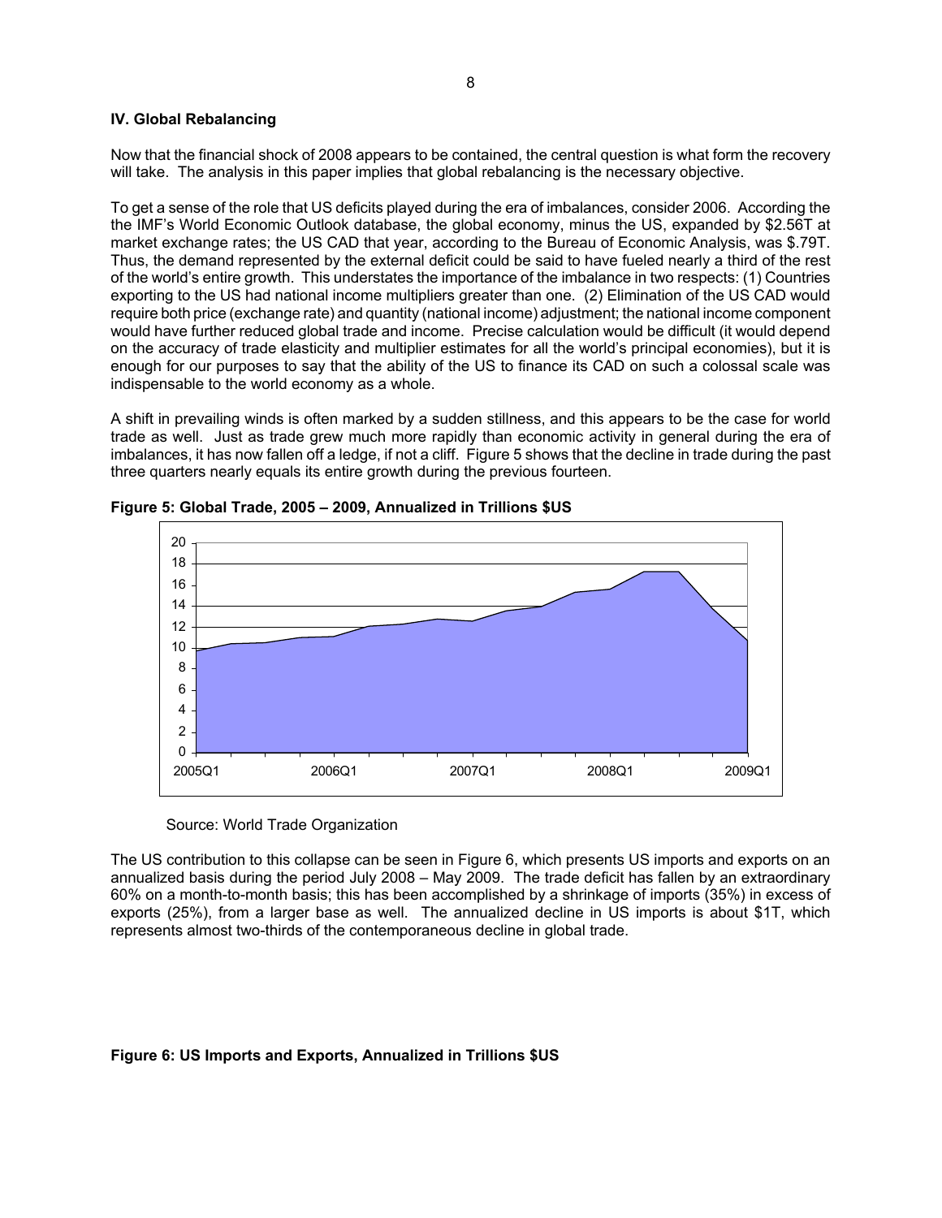## IV. Global Rebalancing

Now that the financial shock of 2008 appears to be contained, the central question is what form the recovery will take. The analysis in this paper implies that global rebalancing is the necessary objective.

To get a sense of the role that US deficits played during the era of imbalances, consider 2006. According the the IMF's World Economic Outlook database, the global economy, minus the US, expanded by $2.56T at market exchange rates; the US CAD that year, according to the Bureau of Economic Analysis, was $.79T. Thus, the demand represented by the external deficit could be said to have fueled nearly a third of the rest of the world's entire growth. This understates the importance of the imbalance in two respects: (1) Countries exporting to the US had national income multipliers greater than one. (2) Elimination of the US CAD would require both price (exchange rate) and quantity (national income) adjustment; the national income component would have further reduced global trade and income. Precise calculation would be difficult (it would depend on the accuracy of trade elasticity and multiplier estimates for all the world's principal economies), but it is enough for our purposes to say that the ability of the US to finance its CAD on such a colossal scale was indispensable to the world economy as a whole.

A shift in prevailing winds is often marked by a sudden stillness, and this appears to be the case for world trade as well. Just as trade grew much more rapidly than economic activity in general during the era of imbalances, it has now fallen off a ledge, if not a cliff. Figure 5 shows that the decline in trade during the past three quarters nearly equals its entire growth during the previous fourteen.

**Figure 5: Global Trade, 2005 – 2009, Annualized in Trillions $US**

Source: World Trade Organization

The US contribution to this collapse can be seen in Figure 6, which presents US imports and exports on an annualized basis during the period July 2008 – May 2009. The trade deficit has fallen by an extraordinary 60% on a month-to-month basis; this has been accomplished by a shrinkage of imports (35%) in excess of exports (25%), from a larger base as well. The annualized decline in US imports is about $1T, which represents almost two-thirds of the contemporaneous decline in global trade.

**Figure 6: US Imports and Exports, Annualized in Trillions $US**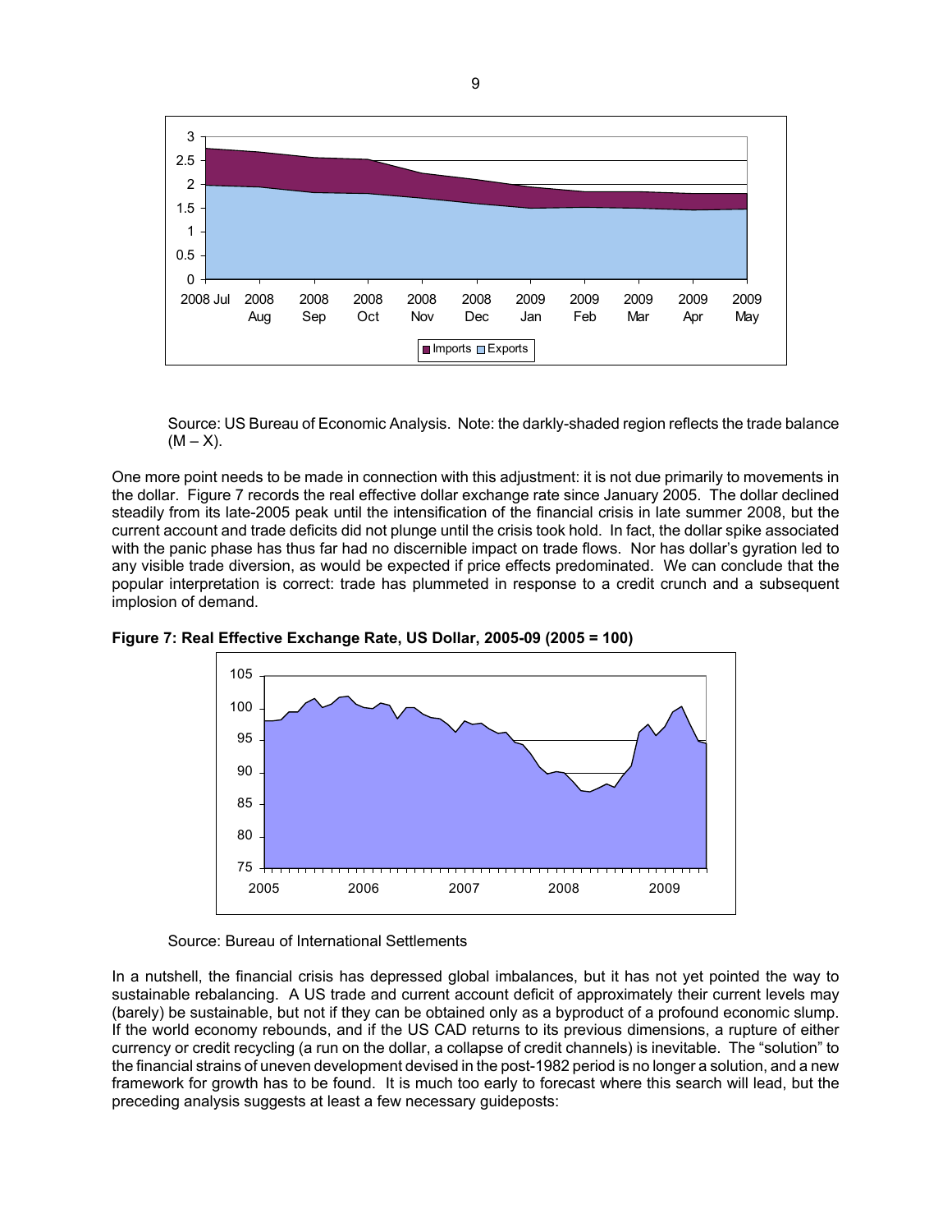Source: US Bureau of Economic Analysis. Note: the darkly-shaded region reflects the trade balance (M – X).

One more point needs to be made in connection with this adjustment: it is not due primarily to movements in the dollar. Figure 7 records the real effective dollar exchange rate since January 2005. The dollar declined steadily from its late-2005 peak until the intensification of the financial crisis in late summer 2008, but the current account and trade deficits did not plunge until the crisis took hold. In fact, the dollar spike associated with the panic phase has thus far had no discernible impact on trade flows. Nor has dollar's gyration led to any visible trade diversion, as would be expected if price effects predominated. We can conclude that the popular interpretation is correct: trade has plummeted in response to a credit crunch and a subsequent implosion of demand.

**Figure 7: Real Effective Exchange Rate, US Dollar, 2005-09 (2005 = 100)**

Source: Bureau of International Settlements

In a nutshell, the financial crisis has depressed global imbalances, but it has not yet pointed the way to sustainable rebalancing. A US trade and current account deficit of approximately their current levels may (barely) be sustainable, but not if they can be obtained only as a byproduct of a profound economic slump. If the world economy rebounds, and if the US CAD returns to its previous dimensions, a rupture of either currency or credit recycling (a run on the dollar, a collapse of credit channels) is inevitable. The "solution" to the financial strains of uneven development devised in the post-1982 period is no longer a solution, and a new framework for growth has to be found. It is much too early to forecast where this search will lead, but the preceding analysis suggests at least a few necessary guideposts: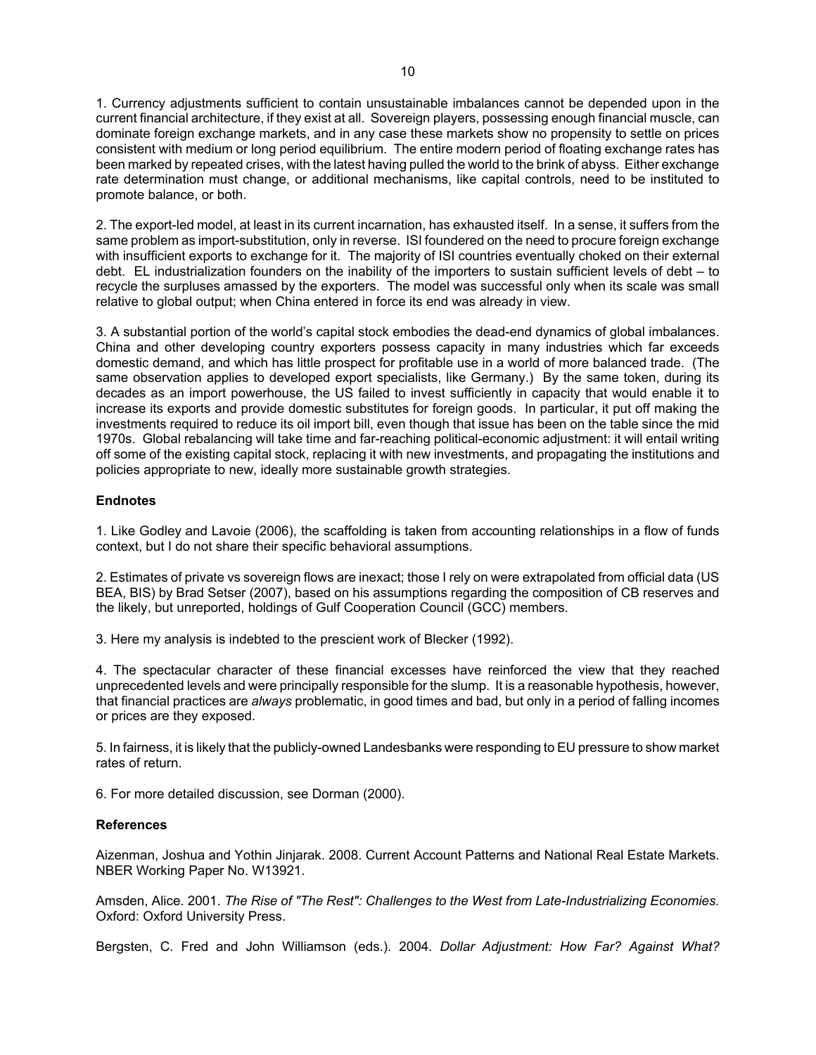1. Currency adjustments sufficient to contain unsustainable imbalances cannot be depended upon in the current financial architecture, if they exist at all. Sovereign players, possessing enough financial muscle, can dominate foreign exchange markets, and in any case these markets show no propensity to settle on prices consistent with medium or long period equilibrium. The entire modern period of floating exchange rates has been marked by repeated crises, with the latest having pulled the world to the brink of abyss. Either exchange rate determination must change, or additional mechanisms, like capital controls, need to be instituted to promote balance, or both.

2. The export-led model, at least in its current incarnation, has exhausted itself. In a sense, it suffers from the same problem as import-substitution, only in reverse. ISI foundered on the need to procure foreign exchange with insufficient exports to exchange for it. The majority of ISI countries eventually choked on their external debt. EL industrialization founders on the inability of the importers to sustain sufficient levels of debt – to recycle the surpluses amassed by the exporters. The model was successful only when its scale was small relative to global output; when China entered in force its end was already in view.

3. A substantial portion of the world's capital stock embodies the dead-end dynamics of global imbalances. China and other developing country exporters possess capacity in many industries which far exceeds domestic demand, and which has little prospect for profitable use in a world of more balanced trade. (The same observation applies to developed export specialists, like Germany.) By the same token, during its decades as an import powerhouse, the US failed to invest sufficiently in capacity that would enable it to increase its exports and provide domestic substitutes for foreign goods. In particular, it put off making the investments required to reduce its oil import bill, even though that issue has been on the table since the mid 1970s. Global rebalancing will take time and far-reaching political-economic adjustment: it will entail writing off some of the existing capital stock, replacing it with new investments, and propagating the institutions and policies appropriate to new, ideally more sustainable growth strategies.

**Endnotes**

1. Like Godley and Lavoie (2006), the scaffolding is taken from accounting relationships in a flow of funds context, but I do not share their specific behavioral assumptions.

2. Estimates of private vs sovereign flows are inexact; those I rely on were extrapolated from official data (US BEA, BIS) by Brad Setser (2007), based on his assumptions regarding the composition of CB reserves and the likely, but unreported, holdings of Gulf Cooperation Council (GCC) members.

3. Here my analysis is indebted to the prescient work of Blecker (1992).

4. The spectacular character of these financial excesses have reinforced the view that they reached unprecedented levels and were principally responsible for the slump. It is a reasonable hypothesis, however, that financial practices are *always* problematic, in good times and bad, but only in a period of falling incomes or prices are they exposed.

5. In fairness, it is likely that the publicly-owned Landesbanks were responding to EU pressure to show market rates of return.

6. For more detailed discussion, see Dorman (2000).

**References**

Aizenman, Joshua and Yothin Jinjarak. 2008. Current Account Patterns and National Real Estate Markets. NBER Working Paper No. W13921.

Amsden, Alice. 2001. *The Rise of "The Rest": Challenges to the West from Late-Industrializing Economies.* Oxford: Oxford University Press.

Bergsten, C. Fred and John Williamson (eds.). 2004. *Dollar Adjustment: How Far? Against What?*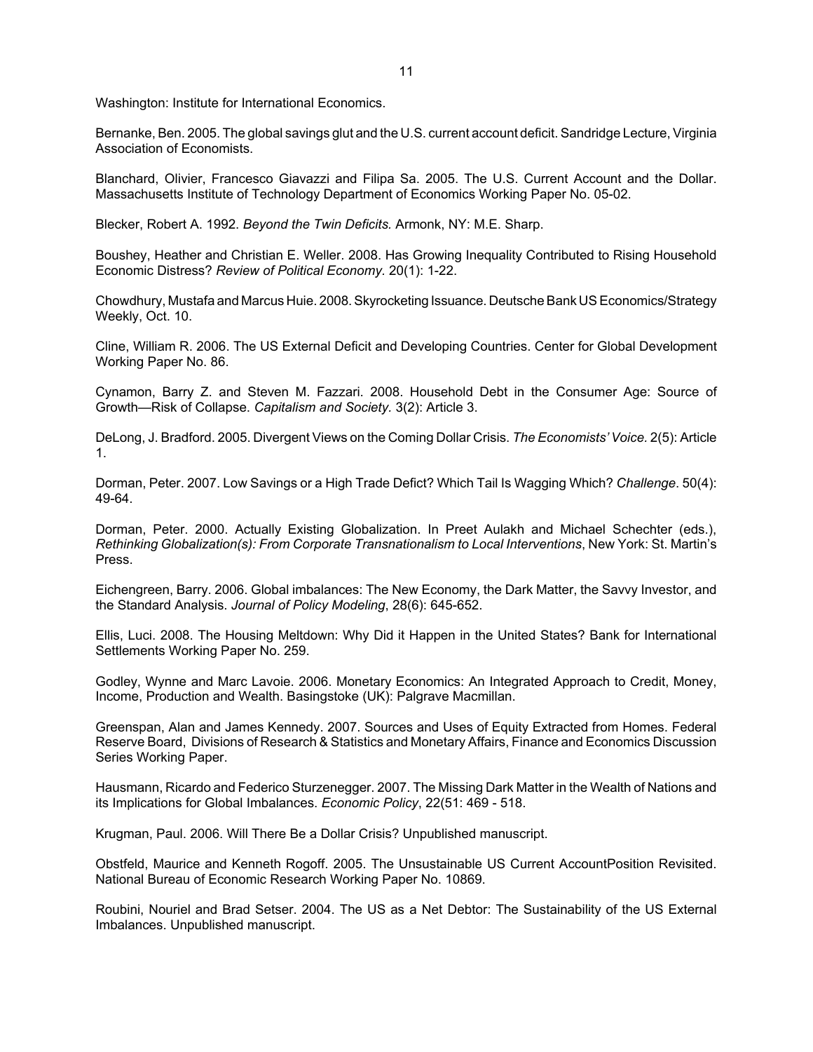Washington: Institute for International Economics.

Bernanke, Ben. 2005. The global savings glut and the U.S. current account deficit. Sandridge Lecture, Virginia Association of Economists.

Blanchard, Olivier, Francesco Giavazzi and Filipa Sa. 2005. The U.S. Current Account and the Dollar. Massachusetts Institute of Technology Department of Economics Working Paper No. 05-02.

Blecker, Robert A. 1992. *Beyond the Twin Deficits.* Armonk, NY: M.E. Sharp.

Boushey, Heather and Christian E. Weller. 2008. Has Growing Inequality Contributed to Rising Household Economic Distress? *Review of Political Economy.* 20(1): 1-22.

Chowdhury, Mustafa and Marcus Huie. 2008. Skyrocketing Issuance. Deutsche Bank US Economics/Strategy Weekly, Oct. 10.

Cline, William R. 2006. The US External Deficit and Developing Countries. Center for Global Development Working Paper No. 86.

Cynamon, Barry Z. and Steven M. Fazzari. 2008. Household Debt in the Consumer Age: Source of Growth—Risk of Collapse. *Capitalism and Society.* 3(2): Article 3.

DeLong, J. Bradford. 2005. Divergent Views on the Coming Dollar Crisis. *The Economists' Voice.* 2(5): Article 1.

Dorman, Peter. 2007. Low Savings or a High Trade Defict? Which Tail Is Wagging Which? *Challenge*. 50(4): 49-64.

Dorman, Peter. 2000. Actually Existing Globalization. In Preet Aulakh and Michael Schechter (eds.), *Rethinking Globalization(s): From Corporate Transnationalism to Local Interventions*, New York: St. Martin's Press.

Eichengreen, Barry. 2006. Global imbalances: The New Economy, the Dark Matter, the Savvy Investor, and the Standard Analysis. *Journal of Policy Modeling*, 28(6): 645-652.

Ellis, Luci. 2008. The Housing Meltdown: Why Did it Happen in the United States? Bank for International Settlements Working Paper No. 259.

Godley, Wynne and Marc Lavoie. 2006. Monetary Economics: An Integrated Approach to Credit, Money, Income, Production and Wealth. Basingstoke (UK): Palgrave Macmillan.

Greenspan, Alan and James Kennedy. 2007. Sources and Uses of Equity Extracted from Homes. Federal Reserve Board, Divisions of Research & Statistics and Monetary Affairs, Finance and Economics Discussion Series Working Paper.

Hausmann, Ricardo and Federico Sturzenegger. 2007. The Missing Dark Matter in the Wealth of Nations and its Implications for Global Imbalances. *Economic Policy*, 22(51: 469 - 518.

Krugman, Paul. 2006. Will There Be a Dollar Crisis? Unpublished manuscript.

Obstfeld, Maurice and Kenneth Rogoff. 2005. The Unsustainable US Current AccountPosition Revisited. National Bureau of Economic Research Working Paper No. 10869.

Roubini, Nouriel and Brad Setser. 2004. The US as a Net Debtor: The Sustainability of the US External Imbalances. Unpublished manuscript.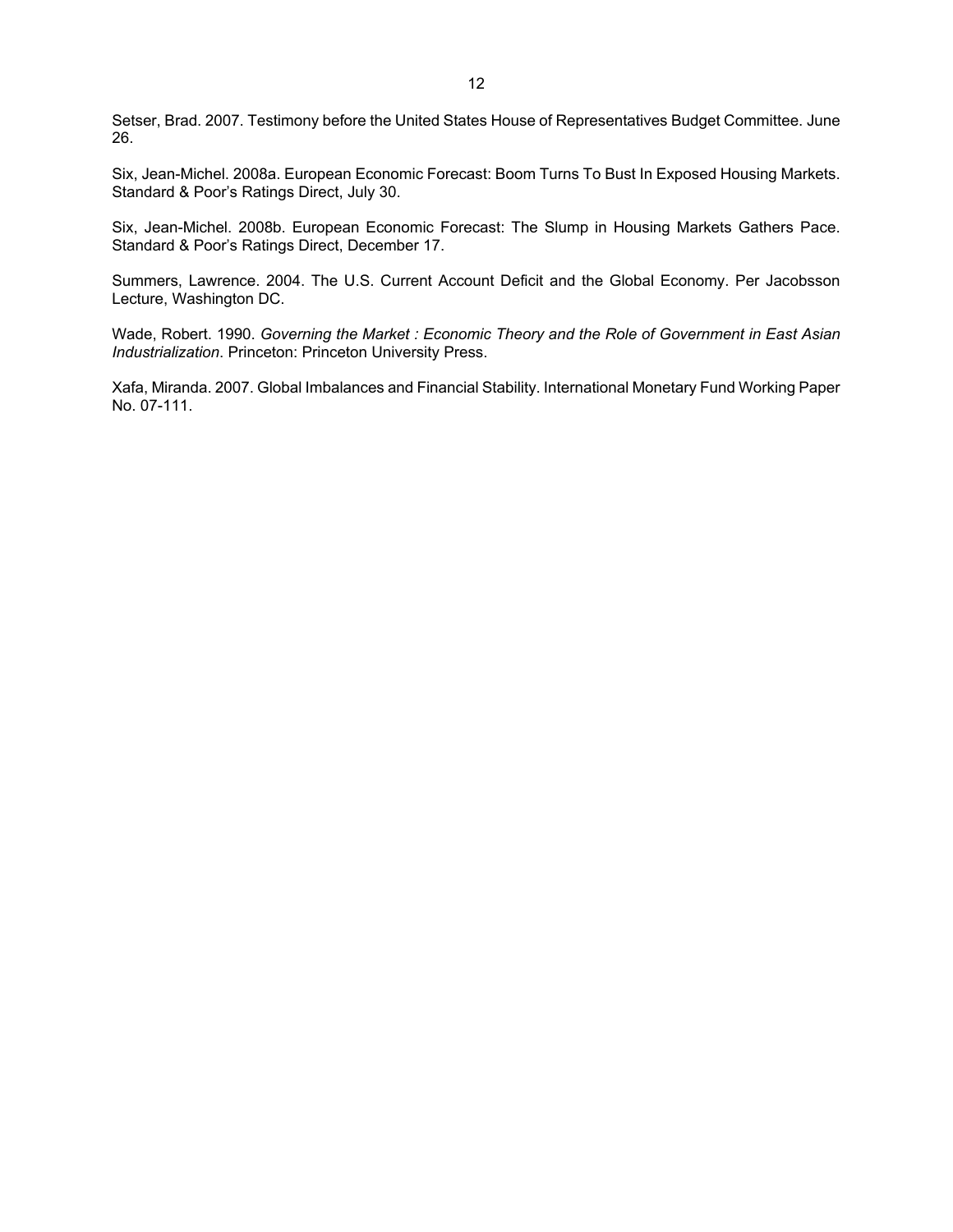Setser, Brad. 2007. Testimony before the United States House of Representatives Budget Committee. June 26.

Six, Jean-Michel. 2008a. European Economic Forecast: Boom Turns To Bust In Exposed Housing Markets. Standard & Poor's Ratings Direct, July 30.

Six, Jean-Michel. 2008b. European Economic Forecast: The Slump in Housing Markets Gathers Pace. Standard & Poor's Ratings Direct, December 17.

Summers, Lawrence. 2004. The U.S. Current Account Deficit and the Global Economy. Per Jacobsson Lecture, Washington DC.

Wade, Robert. 1990. *Governing the Market : Economic Theory and the Role of Government in East Asian Industrialization*. Princeton: Princeton University Press.

Xafa, Miranda. 2007. Global Imbalances and Financial Stability. International Monetary Fund Working Paper No. 07-111.